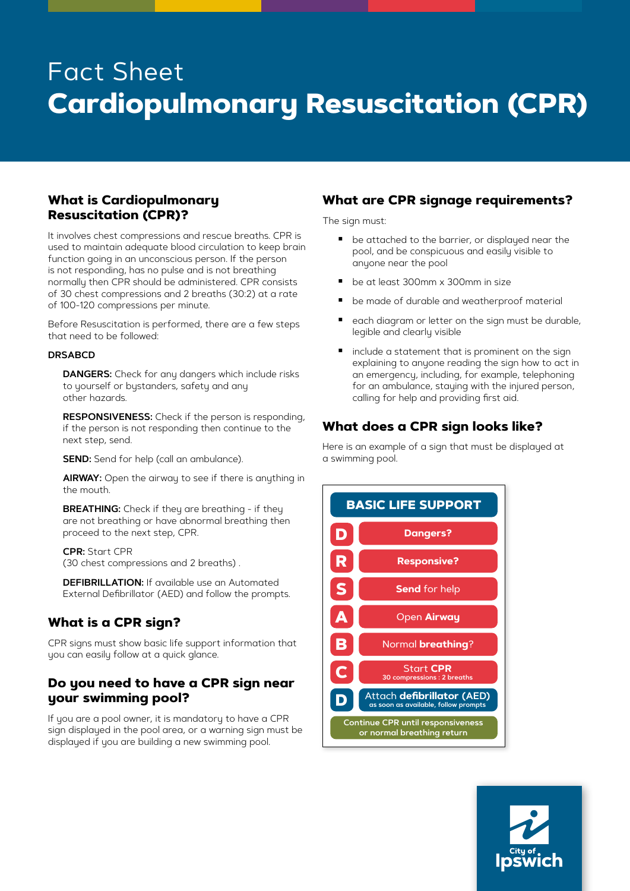# Fact Sheet
# Cardiopulmonary Resuscitation (CPR)

## What is Cardiopulmonary Resuscitation (CPR)?

It involves chest compressions and rescue breaths. CPR is used to maintain adequate blood circulation to keep brain function going in an unconscious person. If the person is not responding, has no pulse and is not breathing normally then CPR should be administered. CPR consists of 30 chest compressions and 2 breaths (30:2) at a rate of 100-120 compressions per minute.

Before Resuscitation is performed, there are a few steps that need to be followed:

**DRSABCD**

**DANGERS:** Check for any dangers which include risks to yourself or bystanders, safety and any other hazards.

**RESPONSIVENESS:** Check if the person is responding, if the person is not responding then continue to the next step, send.

**SEND:** Send for help (call an ambulance).

**AIRWAY:** Open the airway to see if there is anything in the mouth.

**BREATHING:** Check if they are breathing - if they are not breathing or have abnormal breathing then proceed to the next step, CPR.

**CPR:** Start CPR
(30 chest compressions and 2 breaths) .

**DEFIBRILLATION:** If available use an Automated External Defibrillator (AED) and follow the prompts.

## What is a CPR sign?

CPR signs must show basic life support information that you can easily follow at a quick glance.

## Do you need to have a CPR sign near your swimming pool?

If you are a pool owner, it is mandatory to have a CPR sign displayed in the pool area, or a warning sign must be displayed if you are building a new swimming pool.

## What are CPR signage requirements?

The sign must:

- be attached to the barrier, or displayed near the pool, and be conspicuous and easily visible to anyone near the pool
- be at least 300mm x 300mm in size
- be made of durable and weatherproof material
- each diagram or letter on the sign must be durable, legible and clearly visible
- include a statement that is prominent on the sign explaining to anyone reading the sign how to act in an emergency, including, for example, telephoning for an ambulance, staying with the injured person, calling for help and providing first aid.

## What does a CPR sign looks like?

Here is an example of a sign that must be displayed at a swimming pool.

**BASIC LIFE SUPPORT**

- **D** – **Dangers?**
- **R** – **Responsive?**
- **S** – **Send** for help
- **A** – Open **Airway**
- **B** – Normal **breathing**?
- **C** – Start **CPR** – 30 compressions : 2 breaths
- **D** – Attach **defibrillator** (AED) – as soon as available, follow prompts

**Continue CPR until responsiveness or normal breathing return**

City of Ipswich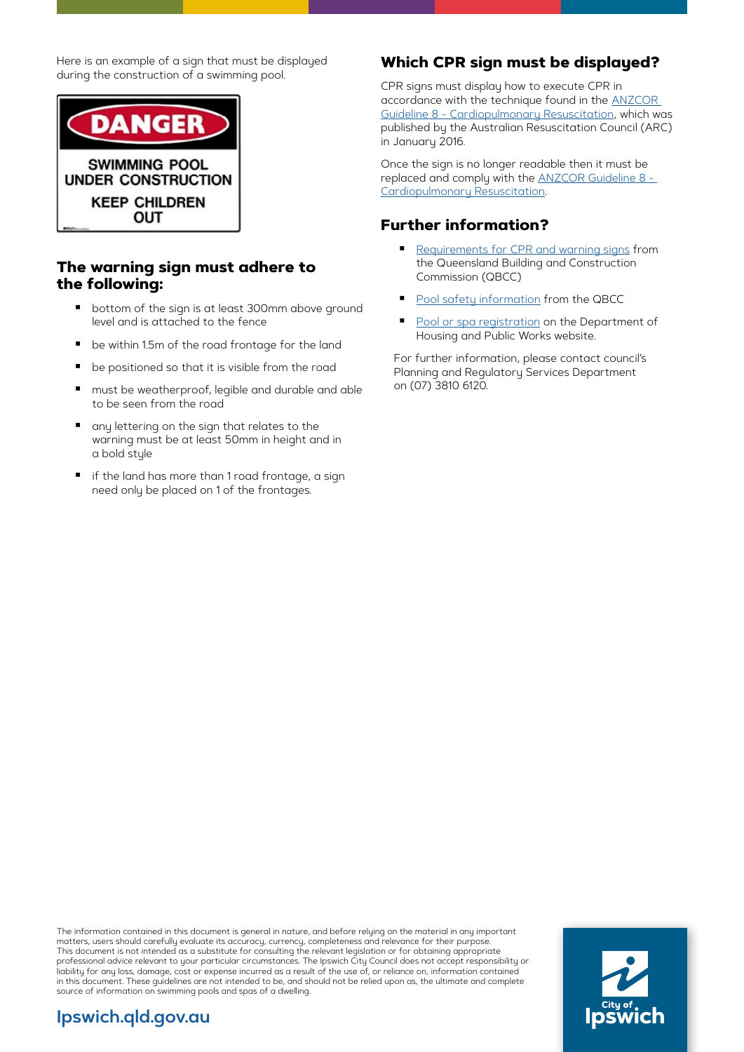Here is an example of a sign that must be displayed during the construction of a swimming pool.

DANGER

SWIMMING POOL UNDER CONSTRUCTION

KEEP CHILDREN OUT

## The warning sign must adhere to the following:

- bottom of the sign is at least 300mm above ground level and is attached to the fence
- be within 1.5m of the road frontage for the land
- be positioned so that it is visible from the road
- must be weatherproof, legible and durable and able to be seen from the road
- any lettering on the sign that relates to the warning must be at least 50mm in height and in a bold style
- if the land has more than 1 road frontage, a sign need only be placed on 1 of the frontages.

## Which CPR sign must be displayed?

CPR signs must display how to execute CPR in accordance with the technique found in the ANZCOR Guideline 8 - Cardiopulmonary Resuscitation, which was published by the Australian Resuscitation Council (ARC) in January 2016.

Once the sign is no longer readable then it must be replaced and comply with the ANZCOR Guideline 8 - Cardiopulmonary Resuscitation.

## Further information?

- Requirements for CPR and warning signs from the Queensland Building and Construction Commission (QBCC)
- Pool safety information from the QBCC
- Pool or spa registration on the Department of Housing and Public Works website.

For further information, please contact council's Planning and Regulatory Services Department on (07) 3810 6120.

The information contained in this document is general in nature, and before relying on the material in any important matters, users should carefully evaluate its accuracy, currency, completeness and relevance for their purpose. This document is not intended as a substitute for consulting the relevant legislation or for obtaining appropriate professional advice relevant to your particular circumstances. The Ipswich City Council does not accept responsibility or liability for any loss, damage, cost or expense incurred as a result of the use of, or reliance on, information contained in this document. These guidelines are not intended to be, and should not be relied upon as, the ultimate and complete source of information on swimming pools and spas of a dwelling.

Ipswich.qld.gov.au